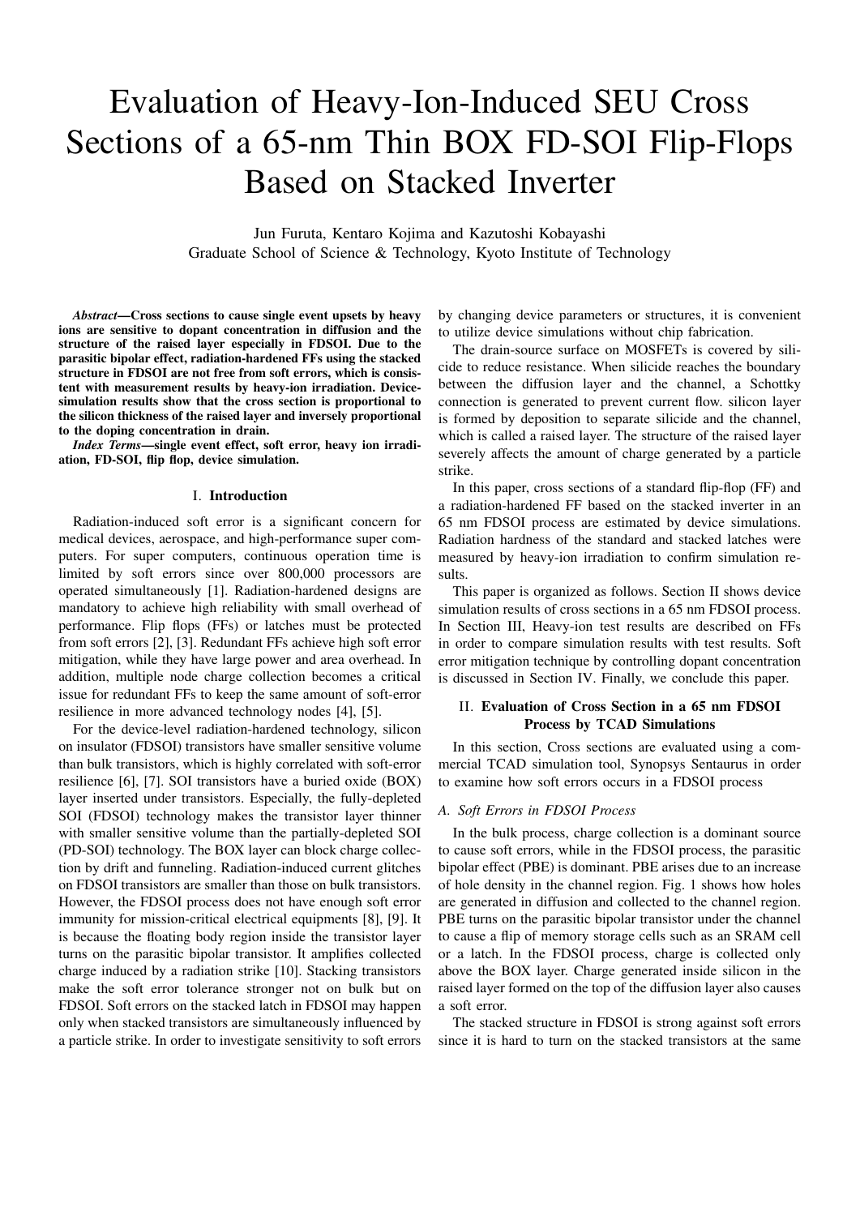# Evaluation of Heavy-Ion-Induced SEU Cross Sections of a 65-nm Thin BOX FD-SOI Flip-Flops Based on Stacked Inverter

Jun Furuta, Kentaro Kojima and Kazutoshi Kobayashi
Graduate School of Science & Technology, Kyoto Institute of Technology

***Abstract*—Cross sections to cause single event upsets by heavy ions are sensitive to dopant concentration in diffusion and the structure of the raised layer especially in FDSOI. Due to the parasitic bipolar effect, radiation-hardened FFs using the stacked structure in FDSOI are not free from soft errors, which is consistent with measurement results by heavy-ion irradiation. Device-simulation results show that the cross section is proportional to the silicon thickness of the raised layer and inversely proportional to the doping concentration in drain.**

***Index Terms*—single event effect, soft error, heavy ion irradiation, FD-SOI, flip flop, device simulation.**

## I. Introduction

Radiation-induced soft error is a significant concern for medical devices, aerospace, and high-performance super computers. For super computers, continuous operation time is limited by soft errors since over 800,000 processors are operated simultaneously [1]. Radiation-hardened designs are mandatory to achieve high reliability with small overhead of performance. Flip flops (FFs) or latches must be protected from soft errors [2], [3]. Redundant FFs achieve high soft error mitigation, while they have large power and area overhead. In addition, multiple node charge collection becomes a critical issue for redundant FFs to keep the same amount of soft-error resilience in more advanced technology nodes [4], [5].

For the device-level radiation-hardened technology, silicon on insulator (FDSOI) transistors have smaller sensitive volume than bulk transistors, which is highly correlated with soft-error resilience [6], [7]. SOI transistors have a buried oxide (BOX) layer inserted under transistors. Especially, the fully-depleted SOI (FDSOI) technology makes the transistor layer thinner with smaller sensitive volume than the partially-depleted SOI (PD-SOI) technology. The BOX layer can block charge collection by drift and funneling. Radiation-induced current glitches on FDSOI transistors are smaller than those on bulk transistors. However, the FDSOI process does not have enough soft error immunity for mission-critical electrical equipments [8], [9]. It is because the floating body region inside the transistor layer turns on the parasitic bipolar transistor. It amplifies collected charge induced by a radiation strike [10]. Stacking transistors make the soft error tolerance stronger not on bulk but on FDSOI. Soft errors on the stacked latch in FDSOI may happen only when stacked transistors are simultaneously influenced by a particle strike. In order to investigate sensitivity to soft errors by changing device parameters or structures, it is convenient to utilize device simulations without chip fabrication.

The drain-source surface on MOSFETs is covered by silicide to reduce resistance. When silicide reaches the boundary between the diffusion layer and the channel, a Schottky connection is generated to prevent current flow. silicon layer is formed by deposition to separate silicide and the channel, which is called a raised layer. The structure of the raised layer severely affects the amount of charge generated by a particle strike.

In this paper, cross sections of a standard flip-flop (FF) and a radiation-hardened FF based on the stacked inverter in an 65 nm FDSOI process are estimated by device simulations. Radiation hardness of the standard and stacked latches were measured by heavy-ion irradiation to confirm simulation results.

This paper is organized as follows. Section II shows device simulation results of cross sections in a 65 nm FDSOI process. In Section III, Heavy-ion test results are described on FFs in order to compare simulation results with test results. Soft error mitigation technique by controlling dopant concentration is discussed in Section IV. Finally, we conclude this paper.

## II. Evaluation of Cross Section in a 65 nm FDSOI Process by TCAD Simulations

In this section, Cross sections are evaluated using a commercial TCAD simulation tool, Synopsys Sentaurus in order to examine how soft errors occurs in a FDSOI process

### *A. Soft Errors in FDSOI Process*

In the bulk process, charge collection is a dominant source to cause soft errors, while in the FDSOI process, the parasitic bipolar effect (PBE) is dominant. PBE arises due to an increase of hole density in the channel region. Fig. 1 shows how holes are generated in diffusion and collected to the channel region. PBE turns on the parasitic bipolar transistor under the channel to cause a flip of memory storage cells such as an SRAM cell or a latch. In the FDSOI process, charge is collected only above the BOX layer. Charge generated inside silicon in the raised layer formed on the top of the diffusion layer also causes a soft error.

The stacked structure in FDSOI is strong against soft errors since it is hard to turn on the stacked transistors at the same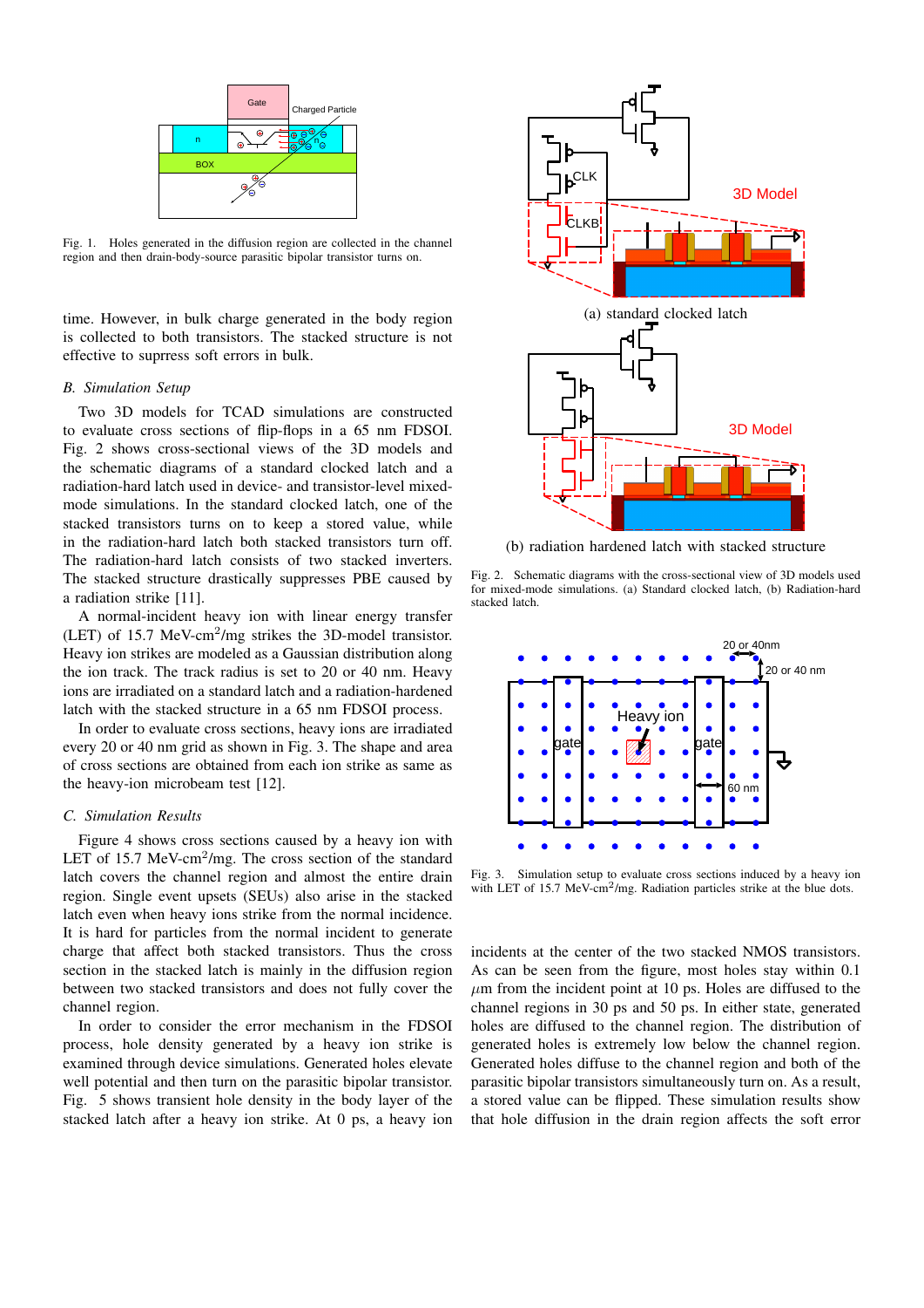Fig. 1. Holes generated in the diffusion region are collected in the channel region and then drain-body-source parasitic bipolar transistor turns on.

time. However, in bulk charge generated in the body region is collected to both transistors. The stacked structure is not effective to surpress soft errors in bulk.

### B. Simulation Setup

Two 3D models for TCAD simulations are constructed to evaluate cross sections of flip-flops in a 65 nm FDSOI. Fig. 2 shows cross-sectional views of the 3D models and the schematic diagrams of a standard clocked latch and a radiation-hard latch used in device- and transistor-level mixed-mode simulations. In the standard clocked latch, one of the stacked transistors turns on to keep a stored value, while in the radiation-hard latch both stacked transistors turn off. The radiation-hard latch consists of two stacked inverters. The stacked structure drastically suppresses PBE caused by a radiation strike [11].

A normal-incident heavy ion with linear energy transfer (LET) of 15.7 MeV-cm$^2$/mg strikes the 3D-model transistor. Heavy ion strikes are modeled as a Gaussian distribution along the ion track. The track radius is set to 20 or 40 nm. Heavy ions are irradiated on a standard latch and a radiation-hardened latch with the stacked structure in a 65 nm FDSOI process.

In order to evaluate cross sections, heavy ions are irradiated every 20 or 40 nm grid as shown in Fig. 3. The shape and area of cross sections are obtained from each ion strike as same as the heavy-ion microbeam test [12].

### C. Simulation Results

Figure 4 shows cross sections caused by a heavy ion with LET of 15.7 MeV-cm$^2$/mg. The cross section of the standard latch covers the channel region and almost the entire drain region. Single event upsets (SEUs) also arise in the stacked latch even when heavy ions strike from the normal incidence. It is hard for particles from the normal incident to generate charge that affect both stacked transistors. Thus the cross section in the stacked latch is mainly in the diffusion region between two stacked transistors and does not fully cover the channel region.

In order to consider the error mechanism in the FDSOI process, hole density generated by a heavy ion strike is examined through device simulations. Generated holes elevate well potential and then turn on the parasitic bipolar transistor. Fig. 5 shows transient hole density in the body layer of the stacked latch after a heavy ion strike. At 0 ps, a heavy ion incidents at the center of the two stacked NMOS transistors. As can be seen from the figure, most holes stay within 0.1 $\mu$m from the incident point at 10 ps. Holes are diffused to the channel regions in 30 ps and 50 ps. In either state, generated holes are diffused to the channel region. The distribution of generated holes is extremely low below the channel region. Generated holes diffuse to the channel region and both of the parasitic bipolar transistors simultaneously turn on. As a result, a stored value can be flipped. These simulation results show that hole diffusion in the drain region affects the soft error

(a) standard clocked latch

(b) radiation hardened latch with stacked structure

Fig. 2. Schematic diagrams with the cross-sectional view of 3D models used for mixed-mode simulations. (a) Standard clocked latch, (b) Radiation-hard stacked latch.

Fig. 3. Simulation setup to evaluate cross sections induced by a heavy ion with LET of 15.7 MeV-cm$^2$/mg. Radiation particles strike at the blue dots.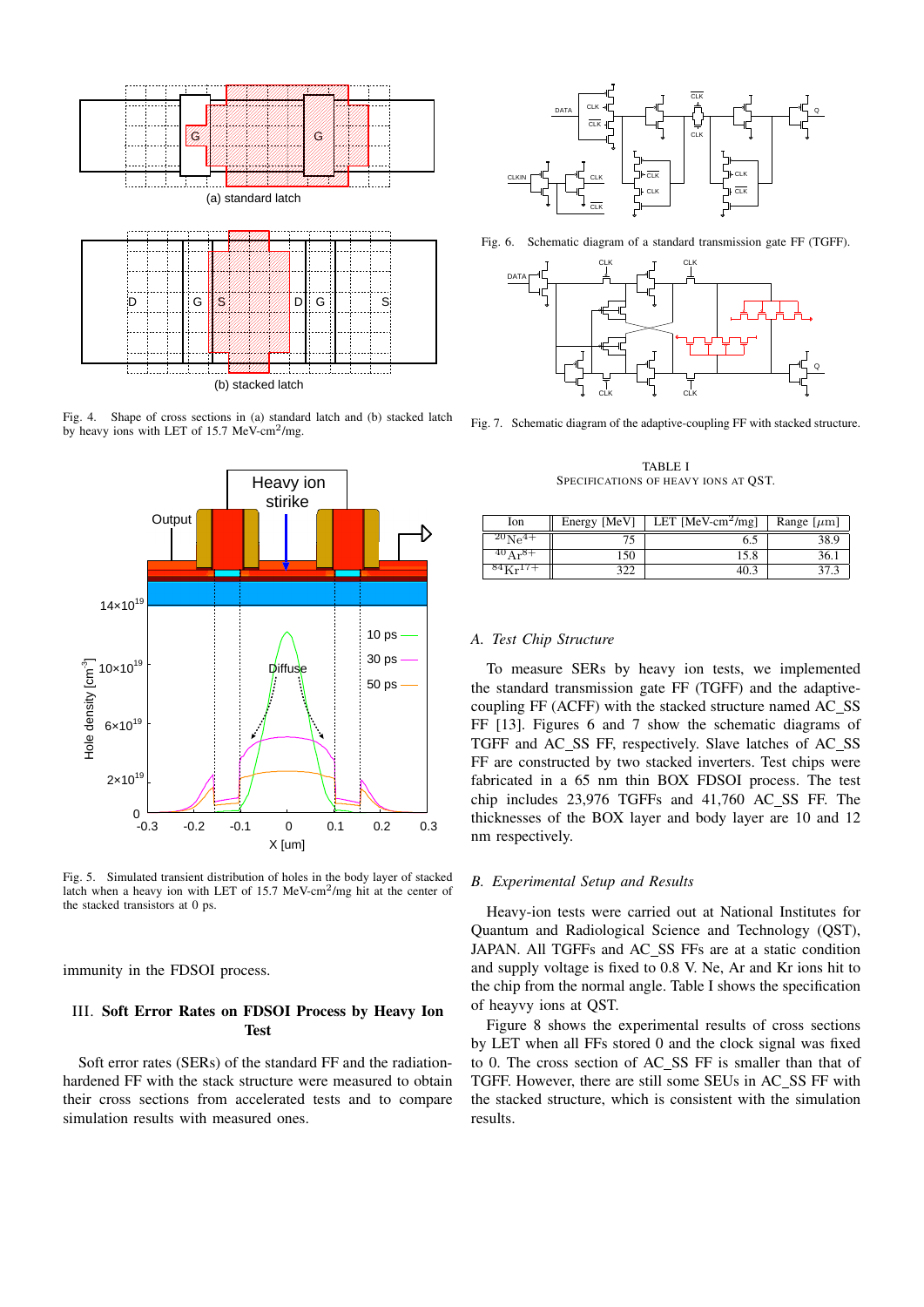Fig. 4. Shape of cross sections in (a) standard latch and (b) stacked latch by heavy ions with LET of 15.7 MeV-cm$^2$/mg.

Fig. 5. Simulated transient distribution of holes in the body layer of stacked latch when a heavy ion with LET of 15.7 MeV-cm$^2$/mg hit at the center of the stacked transistors at 0 ps.

immunity in the FDSOI process.

## III. Soft Error Rates on FDSOI Process by Heavy Ion Test

Soft error rates (SERs) of the standard FF and the radiation-hardened FF with the stack structure were measured to obtain their cross sections from accelerated tests and to compare simulation results with measured ones.

Fig. 6. Schematic diagram of a standard transmission gate FF (TGFF).

Fig. 7. Schematic diagram of the adaptive-coupling FF with stacked structure.

TABLE I
SPECIFICATIONS OF HEAVY IONS AT QST.

| Ion | Energy [MeV] | LET [MeV-cm$^2$/mg] | Range [$\mu$m] |
|---|---|---|---|
| $^{20}Ne^{4+}$ | 75 | 6.5 | 38.9 |
| $^{40}Ar^{8+}$ | 150 | 15.8 | 36.1 |
| $^{84}Kr^{17+}$ | 322 | 40.3 | 37.3 |

### A. Test Chip Structure

To measure SERs by heavy ion tests, we implemented the standard transmission gate FF (TGFF) and the adaptive-coupling FF (ACFF) with the stacked structure named AC_SS FF [13]. Figures 6 and 7 show the schematic diagrams of TGFF and AC_SS FF, respectively. Slave latches of AC_SS FF are constructed by two stacked inverters. Test chips were fabricated in a 65 nm thin BOX FDSOI process. The test chip includes 23,976 TGFFs and 41,760 AC_SS FF. The thicknesses of the BOX layer and body layer are 10 and 12 nm respectively.

### B. Experimental Setup and Results

Heavy-ion tests were carried out at National Institutes for Quantum and Radiological Science and Technology (QST), JAPAN. All TGFFs and AC_SS FFs are at a static condition and supply voltage is fixed to 0.8 V. Ne, Ar and Kr ions hit to the chip from the normal angle. Table I shows the specification of heayvy ions at QST.

Figure 8 shows the experimental results of cross sections by LET when all FFs stored 0 and the clock signal was fixed to 0. The cross section of AC_SS FF is smaller than that of TGFF. However, there are still some SEUs in AC_SS FF with the stacked structure, which is consistent with the simulation results.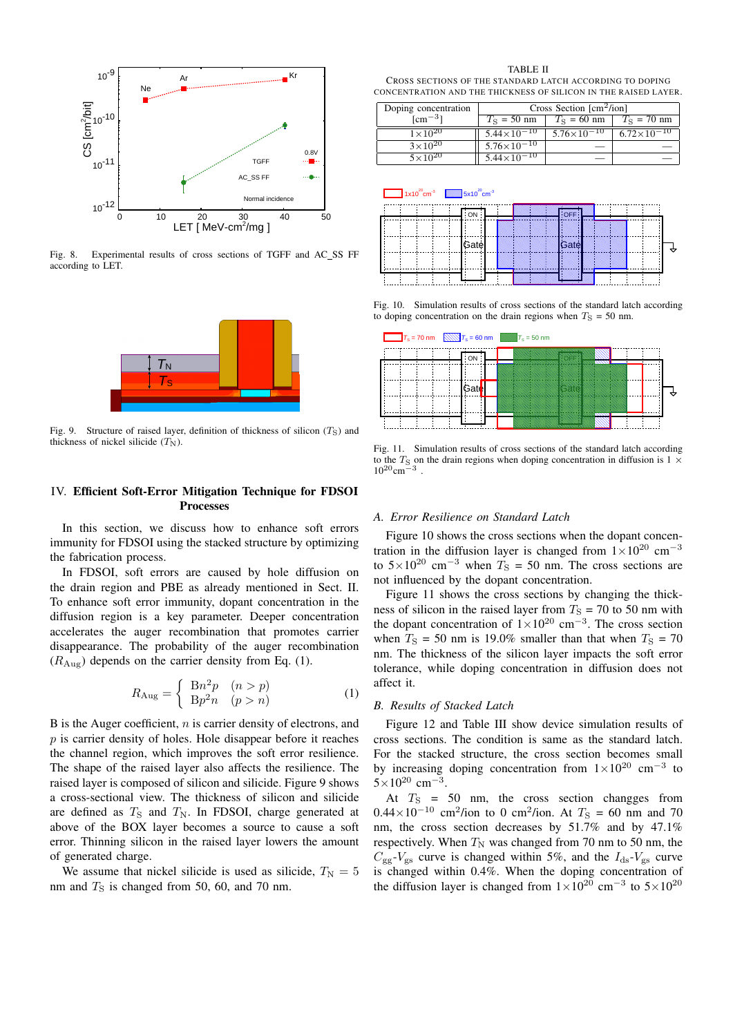Fig. 8. Experimental results of cross sections of TGFF and AC_SS FF according to LET.

Fig. 9. Structure of raised layer, definition of thickness of silicon ($T_S$) and thickness of nickel silicide ($T_N$).

## IV. Efficient Soft-Error Mitigation Technique for FDSOI Processes

In this section, we discuss how to enhance soft errors immunity for FDSOI using the stacked structure by optimizing the fabrication process.

In FDSOI, soft errors are caused by hole diffusion on the drain region and PBE as already mentioned in Sect. II. To enhance soft error immunity, dopant concentration in the diffusion region is a key parameter. Deeper concentration accelerates the auger recombination that promotes carrier disappearance. The probability of the auger recombination ($R_{\mathrm{Aug}}$) depends on the carrier density from Eq. (1).

$$R_{\mathrm{Aug}} = \begin{cases} Bn^2p & (n > p) \\ Bp^2n & (p > n) \end{cases} \quad (1)$$

B is the Auger coefficient, $n$ is carrier density of electrons, and $p$ is carrier density of holes. Hole disappear before it reaches the channel region, which improves the soft error resilience. The shape of the raised layer also affects the resilience. The raised layer is composed of silicon and silicide. Figure 9 shows a cross-sectional view. The thickness of silicon and silicide are defined as $T_S$ and $T_N$. In FDSOI, charge generated at above of the BOX layer becomes a source to cause a soft error. Thinning silicon in the raised layer lowers the amount of generated charge.

We assume that nickel silicide is used as silicide, $T_N = 5$ nm and $T_S$ is changed from 50, 60, and 70 nm.

TABLE II

Cross Sections of the Standard Latch According to Doping Concentration and the Thickness of Silicon in the Raised Layer.

| Doping concentration [$cm^{-3}$] | Cross Section [$cm^2$/ion] | | |
|---|---|---|---|
| | $T_S$ = 50 nm | $T_S$ = 60 nm | $T_S$ = 70 nm |
| $1\times10^{20}$ | $5.44\times10^{-10}$ | $5.76\times10^{-10}$ | $6.72\times10^{-10}$ |
| $3\times10^{20}$ | $5.76\times10^{-10}$ | — | — |
| $5\times10^{20}$ | $5.44\times10^{-10}$ | — | — |

Fig. 10. Simulation results of cross sections of the standard latch according to doping concentration on the drain regions when $T_S$ = 50 nm.

Fig. 11. Simulation results of cross sections of the standard latch according to the $T_S$ on the drain regions when doping concentration in diffusion is $1\times10^{20}cm^{-3}$ .

### A. Error Resilience on Standard Latch

Figure 10 shows the cross sections when the dopant concentration in the diffusion layer is changed from $1\times10^{20}$ $cm^{-3}$ to $5\times10^{20}$ $cm^{-3}$ when $T_S$ = 50 nm. The cross sections are not influenced by the dopant concentration.

Figure 11 shows the cross sections by changing the thickness of silicon in the raised layer from $T_S$ = 70 to 50 nm with the dopant concentration of $1\times10^{20}$ $cm^{-3}$. The cross section when $T_S$ = 50 nm is 19.0% smaller than that when $T_S$ = 70 nm. The thickness of the silicon layer impacts the soft error tolerance, while doping concentration in diffusion does not affect it.

### B. Results of Stacked Latch

Figure 12 and Table III show device simulation results of cross sections. The condition is same as the standard latch. For the stacked structure, the cross section becomes small by increasing doping concentration from $1\times10^{20}$ $cm^{-3}$ to $5\times10^{20}$ $cm^{-3}$.

At $T_S$ = 50 nm, the cross section changges from $0.44\times10^{-10}$ $cm^2$/ion to 0 $cm^2$/ion. At $T_S$ = 60 nm and 70 nm, the cross section decreases by 51.7% and by 47.1% respectively. When $T_N$ was changed from 70 nm to 50 nm, the $C_{gg}$-$V_{gs}$ curve is changed within 5%, and the $I_{ds}$-$V_{gs}$ curve is changed within 0.4%. When the doping concentration of the diffusion layer is changed from $1\times10^{20}$ $cm^{-3}$ to $5\times10^{20}$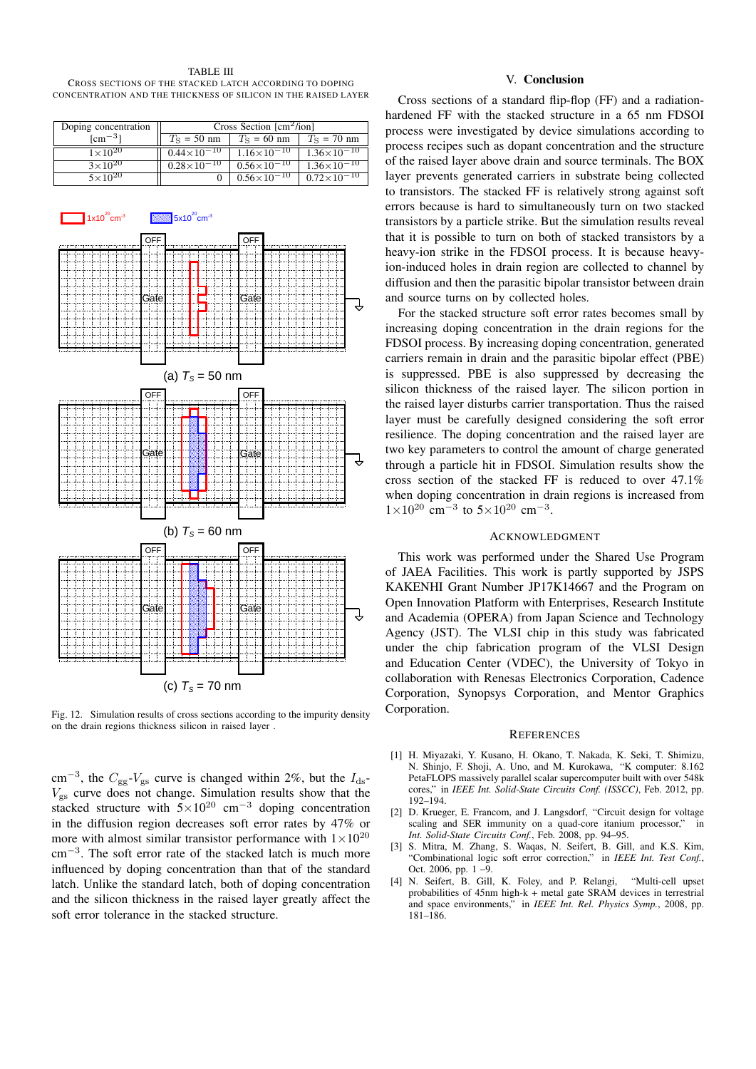TABLE III
CROSS SECTIONS OF THE STACKED LATCH ACCORDING TO DOPING CONCENTRATION AND THE THICKNESS OF SILICON IN THE RAISED LAYER

| Doping concentration [$\mathrm{cm^{-3}}$] | Cross Section [$\mathrm{cm^2}$/ion] | | |
|---|---|---|---|
| | $T_S$ = 50 nm | $T_S$ = 60 nm | $T_S$ = 70 nm |
| $1\times10^{20}$ | $0.44\times10^{-10}$ | $1.16\times10^{-10}$ | $1.36\times10^{-10}$ |
| $3\times10^{20}$ | $0.28\times10^{-10}$ | $0.56\times10^{-10}$ | $1.36\times10^{-10}$ |
| $5\times10^{20}$ | 0 | $0.56\times10^{-10}$ | $0.72\times10^{-10}$ |

(a) $T_s$ = 50 nm

(b) $T_s$ = 60 nm

(c) $T_s$ = 70 nm

Fig. 12. Simulation results of cross sections according to the impurity density on the drain regions thickness silicon in raised layer .

$\mathrm{cm^{-3}}$, the $C_{gg}$-$V_{gs}$ curve is changed within 2%, but the $I_{ds}$-$V_{gs}$ curve does not change. Simulation results show that the stacked structure with $5\times10^{20}$ $\mathrm{cm^{-3}}$ doping concentration in the diffusion region decreases soft error rates by 47% or more with almost similar transistor performance with $1\times10^{20}$ $\mathrm{cm^{-3}}$. The soft error rate of the stacked latch is much more influenced by doping concentration than that of the standard latch. Unlike the standard latch, both of doping concentration and the silicon thickness in the raised layer greatly affect the soft error tolerance in the stacked structure.

## V. Conclusion

Cross sections of a standard flip-flop (FF) and a radiation-hardened FF with the stacked structure in a 65 nm FDSOI process were investigated by device simulations according to process recipes such as dopant concentration and the structure of the raised layer above drain and source terminals. The BOX layer prevents generated carriers in substrate being collected to transistors. The stacked FF is relatively strong against soft errors because is hard to simultaneously turn on two stacked transistors by a particle strike. But the simulation results reveal that it is possible to turn on both of stacked transistors by a heavy-ion strike in the FDSOI process. It is because heavy-ion-induced holes in drain region are collected to channel by diffusion and then the parasitic bipolar transistor between drain and source turns on by collected holes.

For the stacked structure soft error rates becomes small by increasing doping concentration in the drain regions for the FDSOI process. By increasing doping concentration, generated carriers remain in drain and the parasitic bipolar effect (PBE) is suppressed. PBE is also suppressed by decreasing the silicon thickness of the raised layer. The silicon portion in the raised layer disturbs carrier transportation. Thus the raised layer must be carefully designed considering the soft error resilience. The doping concentration and the raised layer are two key parameters to control the amount of charge generated through a particle hit in FDSOI. Simulation results show the cross section of the stacked FF is reduced to over 47.1% when doping concentration in drain regions is increased from $1\times10^{20}$ $\mathrm{cm^{-3}}$ to $5\times10^{20}$ $\mathrm{cm^{-3}}$.

## Acknowledgment

This work was performed under the Shared Use Program of JAEA Facilities. This work is partly supported by JSPS KAKENHI Grant Number JP17K14667 and the Program on Open Innovation Platform with Enterprises, Research Institute and Academia (OPERA) from Japan Science and Technology Agency (JST). The VLSI chip in this study was fabricated under the chip fabrication program of the VLSI Design and Education Center (VDEC), the University of Tokyo in collaboration with Renesas Electronics Corporation, Cadence Corporation, Synopsys Corporation, and Mentor Graphics Corporation.

## References

[1] H. Miyazaki, Y. Kusano, H. Okano, T. Nakada, K. Seki, T. Shimizu, N. Shinjo, F. Shoji, A. Uno, and M. Kurokawa, "K computer: 8.162 PetaFLOPS massively parallel scalar supercomputer built with over 548k cores," in *IEEE Int. Solid-State Circuits Conf. (ISSCC)*, Feb. 2012, pp. 192–194.

[2] D. Krueger, E. Francom, and J. Langsdorf, "Circuit design for voltage scaling and SER immunity on a quad-core itanium processor," in *Int. Solid-State Circuits Conf.*, Feb. 2008, pp. 94–95.

[3] S. Mitra, M. Zhang, S. Waqas, N. Seifert, B. Gill, and K.S. Kim, "Combinational logic soft error correction," in *IEEE Int. Test Conf.*, Oct. 2006, pp. 1 –9.

[4] N. Seifert, B. Gill, K. Foley, and P. Relangi, "Multi-cell upset probabilities of 45nm high-k + metal gate SRAM devices in terrestrial and space environments," in *IEEE Int. Rel. Physics Symp.*, 2008, pp. 181–186.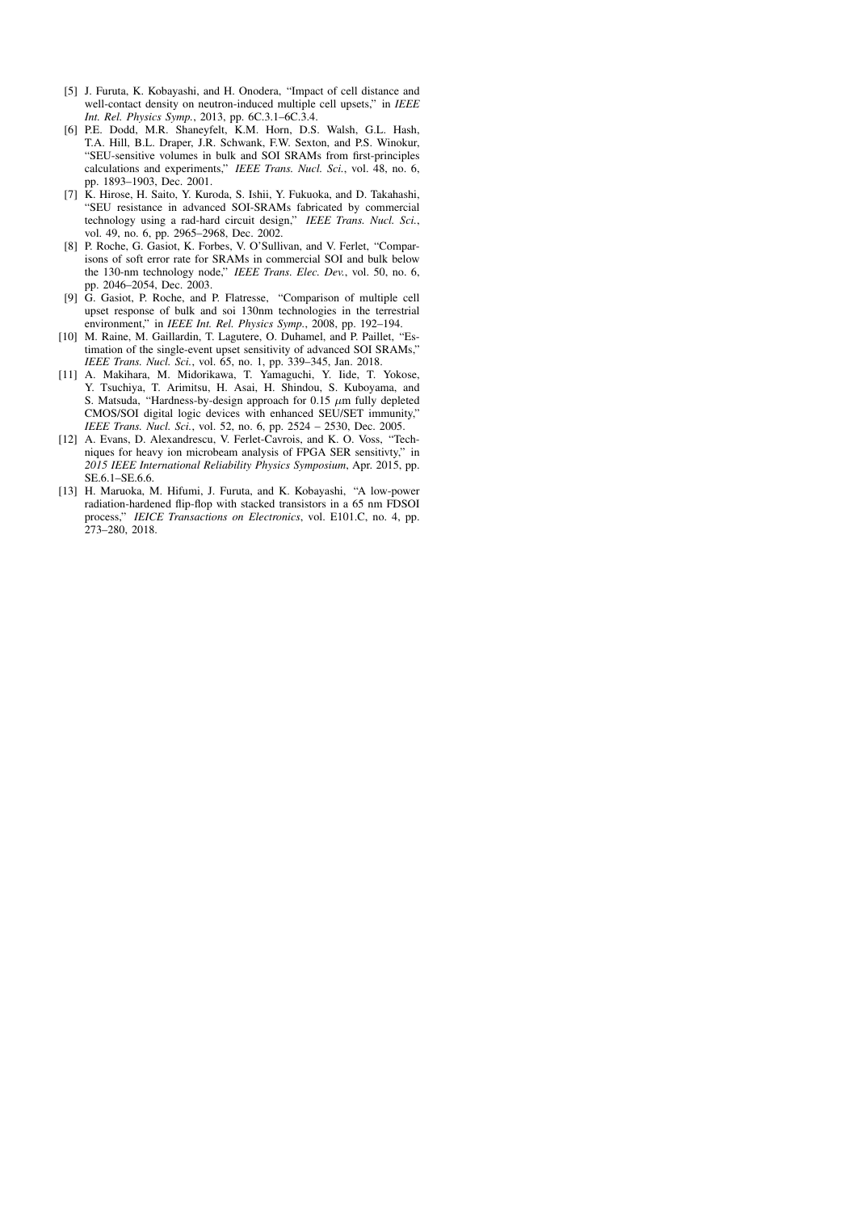[5] J. Furuta, K. Kobayashi, and H. Onodera, "Impact of cell distance and well-contact density on neutron-induced multiple cell upsets," in *IEEE Int. Rel. Physics Symp.*, 2013, pp. 6C.3.1–6C.3.4.

[6] P.E. Dodd, M.R. Shaneyfelt, K.M. Horn, D.S. Walsh, G.L. Hash, T.A. Hill, B.L. Draper, J.R. Schwank, F.W. Sexton, and P.S. Winokur, "SEU-sensitive volumes in bulk and SOI SRAMs from first-principles calculations and experiments," *IEEE Trans. Nucl. Sci.*, vol. 48, no. 6, pp. 1893–1903, Dec. 2001.

[7] K. Hirose, H. Saito, Y. Kuroda, S. Ishii, Y. Fukuoka, and D. Takahashi, "SEU resistance in advanced SOI-SRAMs fabricated by commercial technology using a rad-hard circuit design," *IEEE Trans. Nucl. Sci.*, vol. 49, no. 6, pp. 2965–2968, Dec. 2002.

[8] P. Roche, G. Gasiot, K. Forbes, V. O'Sullivan, and V. Ferlet, "Comparisons of soft error rate for SRAMs in commercial SOI and bulk below the 130-nm technology node," *IEEE Trans. Elec. Dev.*, vol. 50, no. 6, pp. 2046–2054, Dec. 2003.

[9] G. Gasiot, P. Roche, and P. Flatresse, "Comparison of multiple cell upset response of bulk and soi 130nm technologies in the terrestrial environment," in *IEEE Int. Rel. Physics Symp.*, 2008, pp. 192–194.

[10] M. Raine, M. Gaillardin, T. Lagutere, O. Duhamel, and P. Paillet, "Estimation of the single-event upset sensitivity of advanced SOI SRAMs," *IEEE Trans. Nucl. Sci.*, vol. 65, no. 1, pp. 339–345, Jan. 2018.

[11] A. Makihara, M. Midorikawa, T. Yamaguchi, Y. Iide, T. Yokose, Y. Tsuchiya, T. Arimitsu, H. Asai, H. Shindou, S. Kuboyama, and S. Matsuda, "Hardness-by-design approach for 0.15 $\mu$m fully depleted CMOS/SOI digital logic devices with enhanced SEU/SET immunity," *IEEE Trans. Nucl. Sci.*, vol. 52, no. 6, pp. 2524 – 2530, Dec. 2005.

[12] A. Evans, D. Alexandrescu, V. Ferlet-Cavrois, and K. O. Voss, "Techniques for heavy ion microbeam analysis of FPGA SER sensitivty," in *2015 IEEE International Reliability Physics Symposium*, Apr. 2015, pp. SE.6.1–SE.6.6.

[13] H. Maruoka, M. Hifumi, J. Furuta, and K. Kobayashi, "A low-power radiation-hardened flip-flop with stacked transistors in a 65 nm FDSOI process," *IEICE Transactions on Electronics*, vol. E101.C, no. 4, pp. 273–280, 2018.